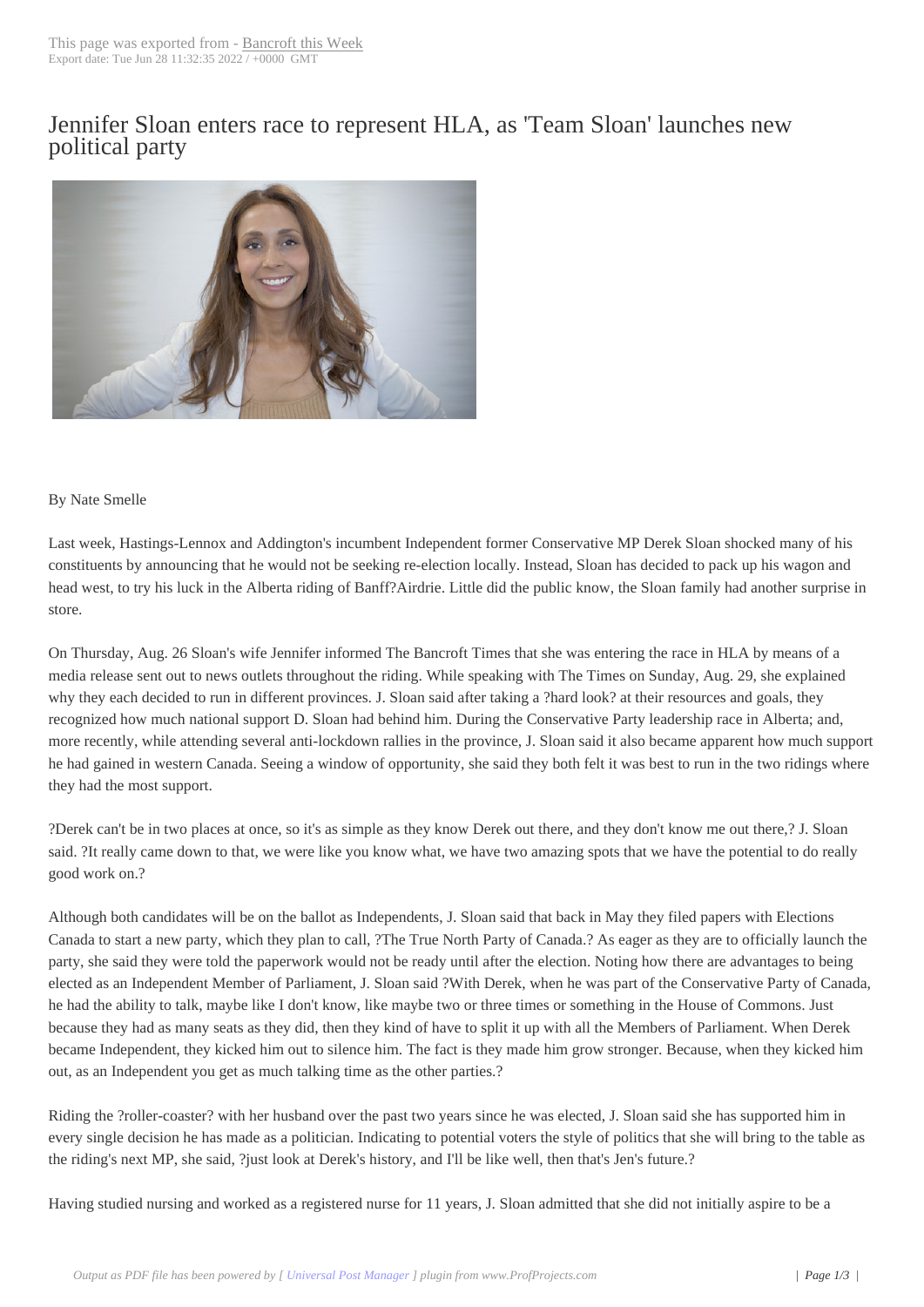# Jennifer Sloan enters race to represent HLA, as 'Team Sloan' launches new political party

By Nate Smelle

Last week, Hastings-Lennox and Addington's incumbent Independent former Conservative MP Derek Sloan shocked many of his constituents by announcing that he would not be seeking re-election locally. Instead, Sloan has decided to pack up his wagon and head west, to try his luck in the Alberta riding of Banff?Airdrie. Little did the public know, the Sloan family had another surprise in store.

On Thursday, Aug. 26 Sloan's wife Jennifer informed The Bancroft Times that she was entering the race in HLA by means of a media release sent out to news outlets throughout the riding. While speaking with The Times on Sunday, Aug. 29, she explained why they each decided to run in different provinces. J. Sloan said after taking a ?hard look? at their resources and goals, they recognized how much national support D. Sloan had behind him. During the Conservative Party leadership race in Alberta; and, more recently, while attending several anti-lockdown rallies in the province, J. Sloan said it also became apparent how much support he had gained in western Canada. Seeing a window of opportunity, she said they both felt it was best to run in the two ridings where they had the most support.

?Derek can't be in two places at once, so it's as simple as they know Derek out there, and they don't know me out there,? J. Sloan said. ?It really came down to that, we were like you know what, we have two amazing spots that we have the potential to do really good work on.?

Although both candidates will be on the ballot as Independents, J. Sloan said that back in May they filed papers with Elections Canada to start a new party, which they plan to call, ?The True North Party of Canada.? As eager as they are to officially launch the party, she said they were told the paperwork would not be ready until after the election. Noting how there are advantages to being elected as an Independent Member of Parliament, J. Sloan said ?With Derek, when he was part of the Conservative Party of Canada, he had the ability to talk, maybe like I don't know, like maybe two or three times or something in the House of Commons. Just because they had as many seats as they did, then they kind of have to split it up with all the Members of Parliament. When Derek became Independent, they kicked him out to silence him. The fact is they made him grow stronger. Because, when they kicked him out, as an Independent you get as much talking time as the other parties.?

Riding the ?roller-coaster? with her husband over the past two years since he was elected, J. Sloan said she has supported him in every single decision he has made as a politician. Indicating to potential voters the style of politics that she will bring to the table as the riding's next MP, she said, ?just look at Derek's history, and I'll be like well, then that's Jen's future.?

Having studied nursing and worked as a registered nurse for 11 years, J. Sloan admitted that she did not initially aspire to be a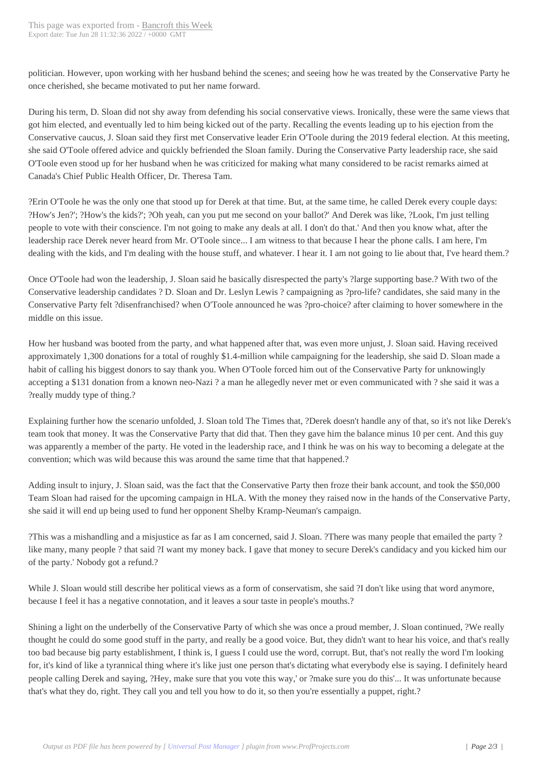politician. However, upon working with her husband behind the scenes; and seeing how he was treated by the Conservative Party he once cherished, she became motivated to put her name forward.

During his term, D. Sloan did not shy away from defending his social conservative views. Ironically, these were the same views that got him elected, and eventually led to him being kicked out of the party. Recalling the events leading up to his ejection from the Conservative caucus, J. Sloan said they first met Conservative leader Erin O'Toole during the 2019 federal election. At this meeting, she said O'Toole offered advice and quickly befriended the Sloan family. During the Conservative Party leadership race, she said O'Toole even stood up for her husband when he was criticized for making what many considered to be racist remarks aimed at Canada's Chief Public Health Officer, Dr. Theresa Tam.

?Erin O'Toole he was the only one that stood up for Derek at that time. But, at the same time, he called Derek every couple days: ?How's Jen?'; ?How's the kids?'; ?Oh yeah, can you put me second on your ballot?' And Derek was like, ?Look, I'm just telling people to vote with their conscience. I'm not going to make any deals at all. I don't do that.' And then you know what, after the leadership race Derek never heard from Mr. O'Toole since... I am witness to that because I hear the phone calls. I am here, I'm dealing with the kids, and I'm dealing with the house stuff, and whatever. I hear it. I am not going to lie about that, I've heard them.?

Once O'Toole had won the leadership, J. Sloan said he basically disrespected the party's ?large supporting base.? With two of the Conservative leadership candidates ? D. Sloan and Dr. Leslyn Lewis ? campaigning as ?pro-life? candidates, she said many in the Conservative Party felt ?disenfranchised? when O'Toole announced he was ?pro-choice? after claiming to hover somewhere in the middle on this issue.

How her husband was booted from the party, and what happened after that, was even more unjust, J. Sloan said. Having received approximately 1,300 donations for a total of roughly $1.4-million while campaigning for the leadership, she said D. Sloan made a habit of calling his biggest donors to say thank you. When O'Toole forced him out of the Conservative Party for unknowingly accepting a $131 donation from a known neo-Nazi ? a man he allegedly never met or even communicated with ? she said it was a ?really muddy type of thing.?

Explaining further how the scenario unfolded, J. Sloan told The Times that, ?Derek doesn't handle any of that, so it's not like Derek's team took that money. It was the Conservative Party that did that. Then they gave him the balance minus 10 per cent. And this guy was apparently a member of the party. He voted in the leadership race, and I think he was on his way to becoming a delegate at the convention; which was wild because this was around the same time that that happened.?

Adding insult to injury, J. Sloan said, was the fact that the Conservative Party then froze their bank account, and took the $50,000 Team Sloan had raised for the upcoming campaign in HLA. With the money they raised now in the hands of the Conservative Party, she said it will end up being used to fund her opponent Shelby Kramp-Neuman's campaign.

?This was a mishandling and a misjustice as far as I am concerned, said J. Sloan. ?There was many people that emailed the party ? like many, many people ? that said ?I want my money back. I gave that money to secure Derek's candidacy and you kicked him our of the party.' Nobody got a refund.?

While J. Sloan would still describe her political views as a form of conservatism, she said ?I don't like using that word anymore, because I feel it has a negative connotation, and it leaves a sour taste in people's mouths.?

Shining a light on the underbelly of the Conservative Party of which she was once a proud member, J. Sloan continued, ?We really thought he could do some good stuff in the party, and really be a good voice. But, they didn't want to hear his voice, and that's really too bad because big party establishment, I think is, I guess I could use the word, corrupt. But, that's not really the word I'm looking for, it's kind of like a tyrannical thing where it's like just one person that's dictating what everybody else is saying. I definitely heard people calling Derek and saying, ?Hey, make sure that you vote this way,' or ?make sure you do this'... It was unfortunate because that's what they do, right. They call you and tell you how to do it, so then you're essentially a puppet, right.?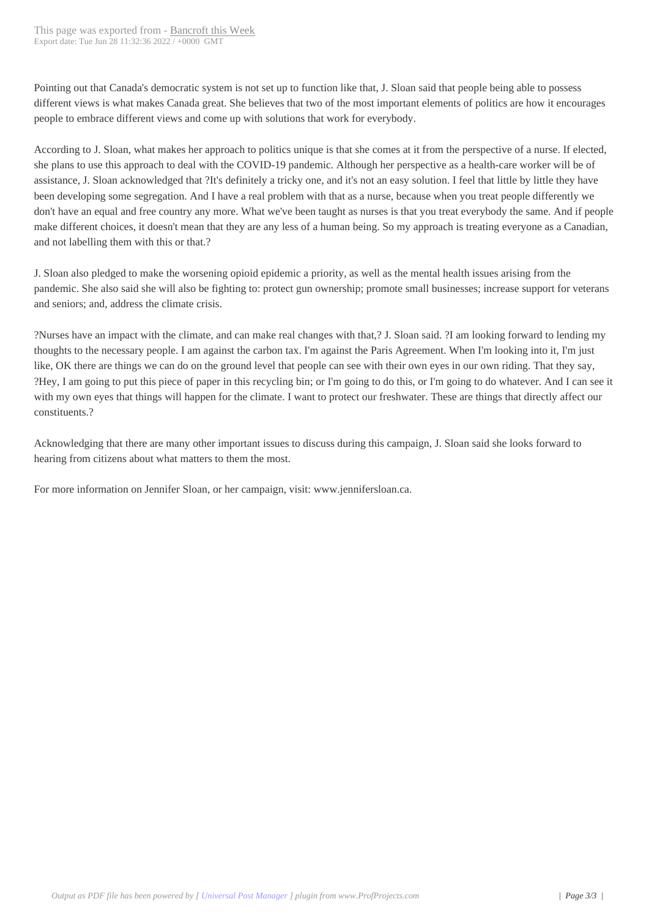Pointing out that Canada's democratic system is not set up to function like that, J. Sloan said that people being able to possess different views is what makes Canada great. She believes that two of the most important elements of politics are how it encourages people to embrace different views and come up with solutions that work for everybody.

According to J. Sloan, what makes her approach to politics unique is that she comes at it from the perspective of a nurse. If elected, she plans to use this approach to deal with the COVID-19 pandemic. Although her perspective as a health-care worker will be of assistance, J. Sloan acknowledged that ?It's definitely a tricky one, and it's not an easy solution. I feel that little by little they have been developing some segregation. And I have a real problem with that as a nurse, because when you treat people differently we don't have an equal and free country any more. What we've been taught as nurses is that you treat everybody the same. And if people make different choices, it doesn't mean that they are any less of a human being. So my approach is treating everyone as a Canadian, and not labelling them with this or that.?

J. Sloan also pledged to make the worsening opioid epidemic a priority, as well as the mental health issues arising from the pandemic. She also said she will also be fighting to: protect gun ownership; promote small businesses; increase support for veterans and seniors; and, address the climate crisis.

?Nurses have an impact with the climate, and can make real changes with that,? J. Sloan said. ?I am looking forward to lending my thoughts to the necessary people. I am against the carbon tax. I'm against the Paris Agreement. When I'm looking into it, I'm just like, OK there are things we can do on the ground level that people can see with their own eyes in our own riding. That they say, ?Hey, I am going to put this piece of paper in this recycling bin; or I'm going to do this, or I'm going to do whatever. And I can see it with my own eyes that things will happen for the climate. I want to protect our freshwater. These are things that directly affect our constituents.?

Acknowledging that there are many other important issues to discuss during this campaign, J. Sloan said she looks forward to hearing from citizens about what matters to them the most.

For more information on Jennifer Sloan, or her campaign, visit: www.jennifersloan.ca.